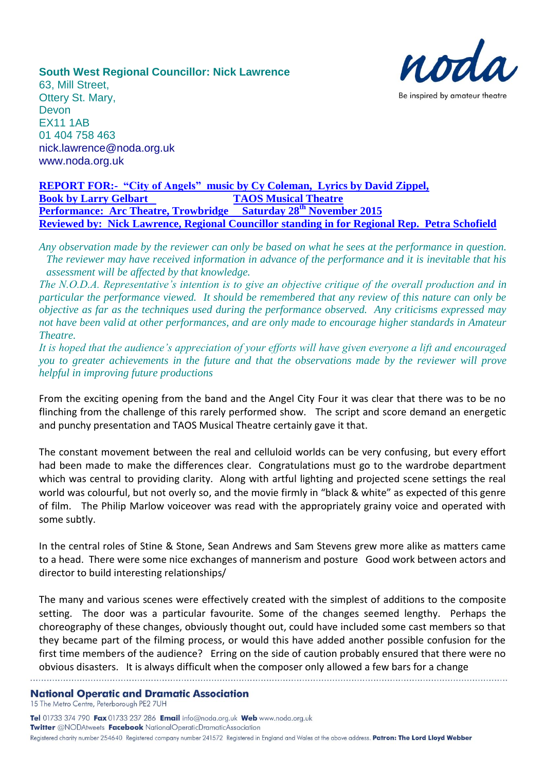**South West Regional Councillor: Nick Lawrence**
63, Mill Street,
Ottery St. Mary,
Devon
EX11 1AB
01 404 758 463
nick.lawrence@noda.org.uk
www.noda.org.uk

noda
Be inspired by amateur theatre

**REPORT FOR:- "City of Angels" music by Cy Coleman, Lyrics by David Zippel, Book by Larry Gelbart TAOS Musical Theatre**
**Performance: Arc Theatre, Trowbridge Saturday 28th November 2015**
**Reviewed by: Nick Lawrence, Regional Councillor standing in for Regional Rep. Petra Schofield**

*Any observation made by the reviewer can only be based on what he sees at the performance in question. The reviewer may have received information in advance of the performance and it is inevitable that his assessment will be affected by that knowledge.*
*The N.O.D.A. Representative's intention is to give an objective critique of the overall production and in particular the performance viewed. It should be remembered that any review of this nature can only be objective as far as the techniques used during the performance observed. Any criticisms expressed may not have been valid at other performances, and are only made to encourage higher standards in Amateur Theatre.*
*It is hoped that the audience's appreciation of your efforts will have given everyone a lift and encouraged you to greater achievements in the future and that the observations made by the reviewer will prove helpful in improving future productions*

From the exciting opening from the band and the Angel City Four it was clear that there was to be no flinching from the challenge of this rarely performed show. The script and score demand an energetic and punchy presentation and TAOS Musical Theatre certainly gave it that.

The constant movement between the real and celluloid worlds can be very confusing, but every effort had been made to make the differences clear. Congratulations must go to the wardrobe department which was central to providing clarity. Along with artful lighting and projected scene settings the real world was colourful, but not overly so, and the movie firmly in "black & white" as expected of this genre of film. The Philip Marlow voiceover was read with the appropriately grainy voice and operated with some subtly.

In the central roles of Stine & Stone, Sean Andrews and Sam Stevens grew more alike as matters came to a head. There were some nice exchanges of mannerism and posture Good work between actors and director to build interesting relationships/

The many and various scenes were effectively created with the simplest of additions to the composite setting. The door was a particular favourite. Some of the changes seemed lengthy. Perhaps the choreography of these changes, obviously thought out, could have included some cast members so that they became part of the filming process, or would this have added another possible confusion for the first time members of the audience? Erring on the side of caution probably ensured that there were no obvious disasters. It is always difficult when the composer only allowed a few bars for a change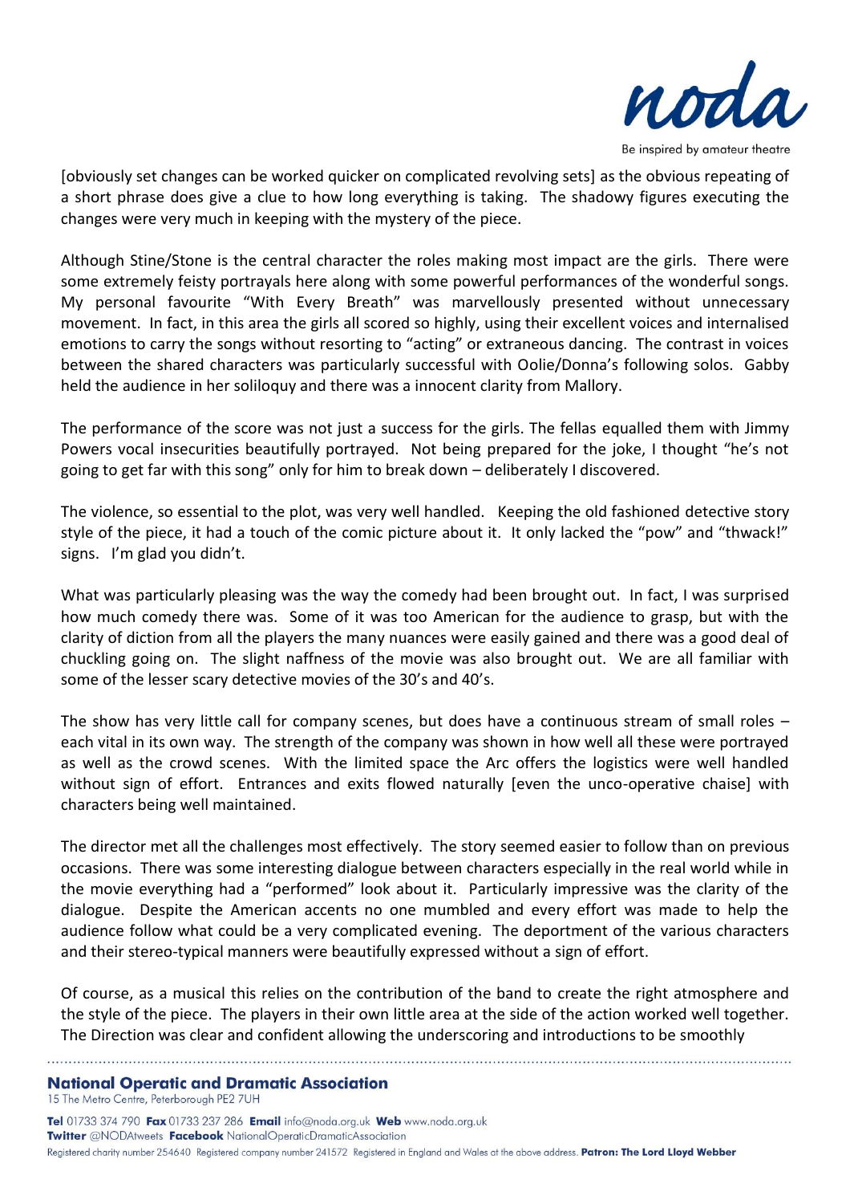[obviously set changes can be worked quicker on complicated revolving sets] as the obvious repeating of a short phrase does give a clue to how long everything is taking. The shadowy figures executing the changes were very much in keeping with the mystery of the piece.

Although Stine/Stone is the central character the roles making most impact are the girls. There were some extremely feisty portrayals here along with some powerful performances of the wonderful songs. My personal favourite "With Every Breath" was marvellously presented without unnecessary movement. In fact, in this area the girls all scored so highly, using their excellent voices and internalised emotions to carry the songs without resorting to "acting" or extraneous dancing. The contrast in voices between the shared characters was particularly successful with Oolie/Donna's following solos. Gabby held the audience in her soliloquy and there was a innocent clarity from Mallory.

The performance of the score was not just a success for the girls. The fellas equalled them with Jimmy Powers vocal insecurities beautifully portrayed. Not being prepared for the joke, I thought "he's not going to get far with this song" only for him to break down – deliberately I discovered.

The violence, so essential to the plot, was very well handled. Keeping the old fashioned detective story style of the piece, it had a touch of the comic picture about it. It only lacked the "pow" and "thwack!" signs. I'm glad you didn't.

What was particularly pleasing was the way the comedy had been brought out. In fact, I was surprised how much comedy there was. Some of it was too American for the audience to grasp, but with the clarity of diction from all the players the many nuances were easily gained and there was a good deal of chuckling going on. The slight naffness of the movie was also brought out. We are all familiar with some of the lesser scary detective movies of the 30's and 40's.

The show has very little call for company scenes, but does have a continuous stream of small roles – each vital in its own way. The strength of the company was shown in how well all these were portrayed as well as the crowd scenes. With the limited space the Arc offers the logistics were well handled without sign of effort. Entrances and exits flowed naturally [even the unco-operative chaise] with characters being well maintained.

The director met all the challenges most effectively. The story seemed easier to follow than on previous occasions. There was some interesting dialogue between characters especially in the real world while in the movie everything had a "performed" look about it. Particularly impressive was the clarity of the dialogue. Despite the American accents no one mumbled and every effort was made to help the audience follow what could be a very complicated evening. The deportment of the various characters and their stereo-typical manners were beautifully expressed without a sign of effort.

Of course, as a musical this relies on the contribution of the band to create the right atmosphere and the style of the piece. The players in their own little area at the side of the action worked well together. The Direction was clear and confident allowing the underscoring and introductions to be smoothly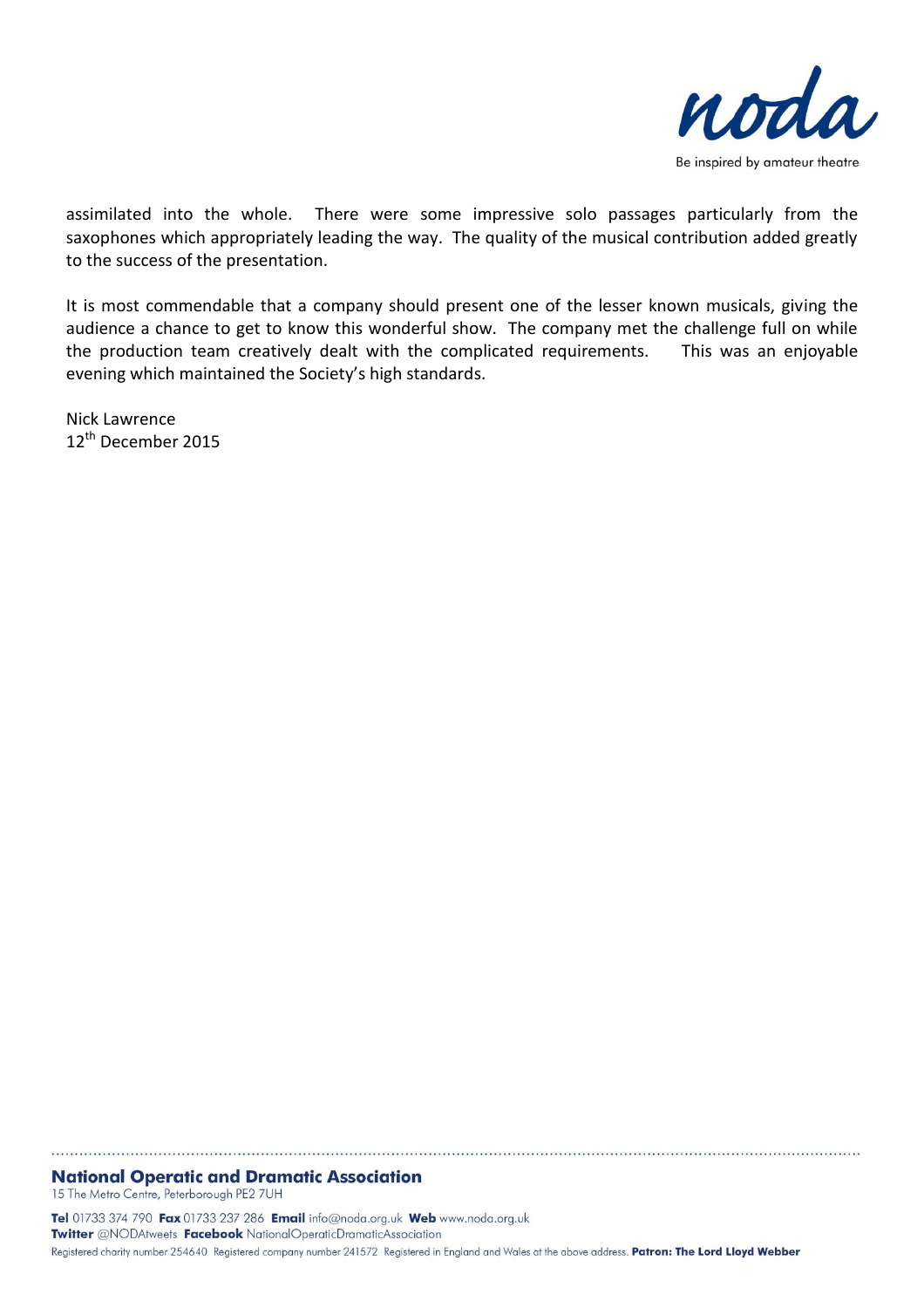assimilated into the whole. There were some impressive solo passages particularly from the saxophones which appropriately leading the way. The quality of the musical contribution added greatly to the success of the presentation.

It is most commendable that a company should present one of the lesser known musicals, giving the audience a chance to get to know this wonderful show. The company met the challenge full on while the production team creatively dealt with the complicated requirements. This was an enjoyable evening which maintained the Society's high standards.

Nick Lawrence
12th December 2015